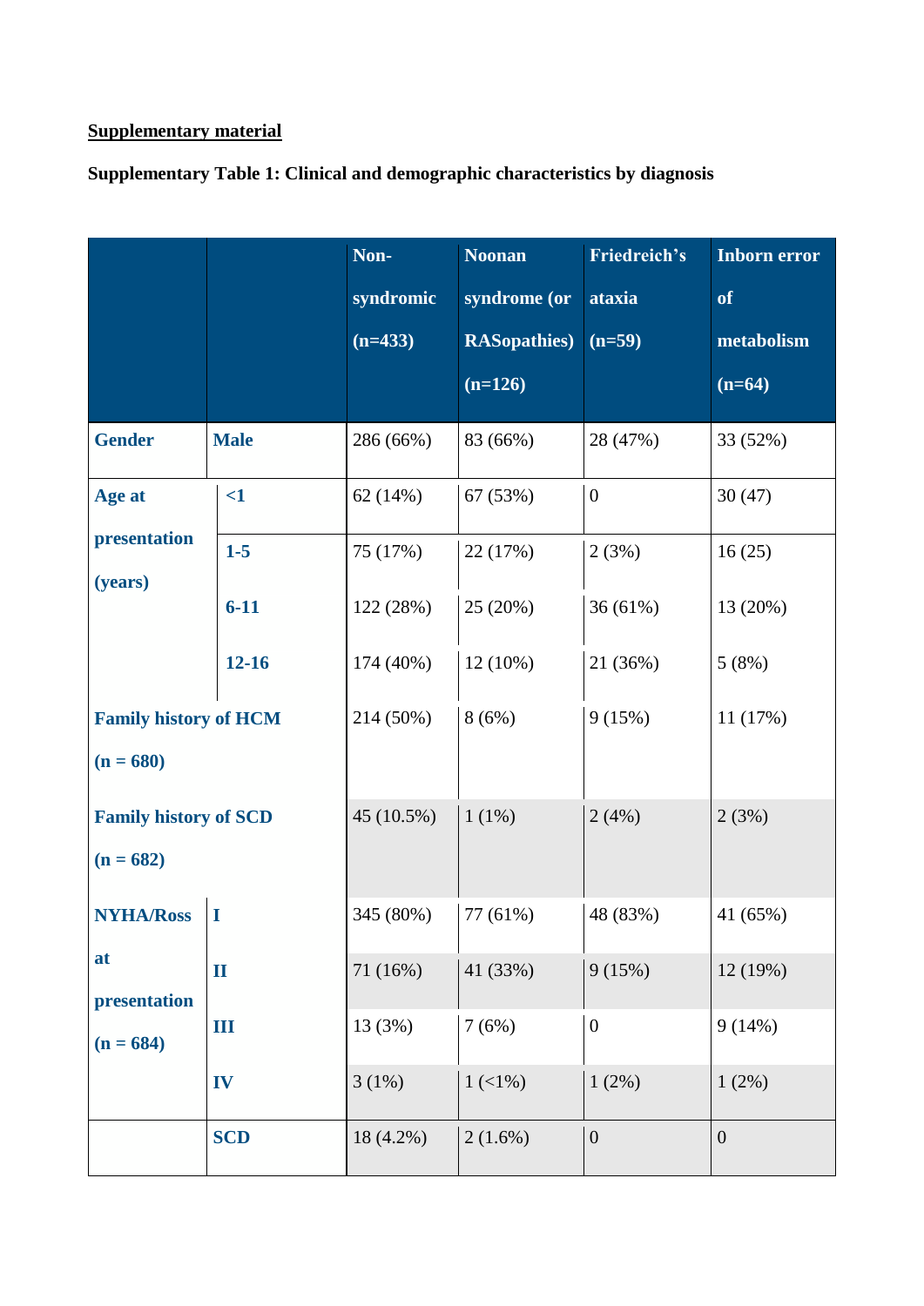**Supplementary material**

**Supplementary Table 1: Clinical and demographic characteristics by diagnosis**

| | | Non-syndromic (n=433) | Noonan syndrome (or RASopathies) (n=126) | Friedreich's ataxia (n=59) | Inborn error of metabolism (n=64) |
|---|---|---|---|---|---|
| **Gender** | **Male** | 286 (66%) | 83 (66%) | 28 (47%) | 33 (52%) |
| **Age at presentation (years)** | **<1** | 62 (14%) | 67 (53%) | 0 | 30 (47) |
| | **1-5** | 75 (17%) | 22 (17%) | 2 (3%) | 16 (25) |
| | **6-11** | 122 (28%) | 25 (20%) | 36 (61%) | 13 (20%) |
| | **12-16** | 174 (40%) | 12 (10%) | 21 (36%) | 5 (8%) |
| **Family history of HCM (n = 680)** | | 214 (50%) | 8 (6%) | 9 (15%) | 11 (17%) |
| **Family history of SCD (n = 682)** | | 45 (10.5%) | 1 (1%) | 2 (4%) | 2 (3%) |
| **NYHA/Ross at presentation (n = 684)** | **I** | 345 (80%) | 77 (61%) | 48 (83%) | 41 (65%) |
| | **II** | 71 (16%) | 41 (33%) | 9 (15%) | 12 (19%) |
| | **III** | 13 (3%) | 7 (6%) | 0 | 9 (14%) |
| | **IV** | 3 (1%) | 1 (<1%) | 1 (2%) | 1 (2%) |
| | **SCD** | 18 (4.2%) | 2 (1.6%) | 0 | 0 |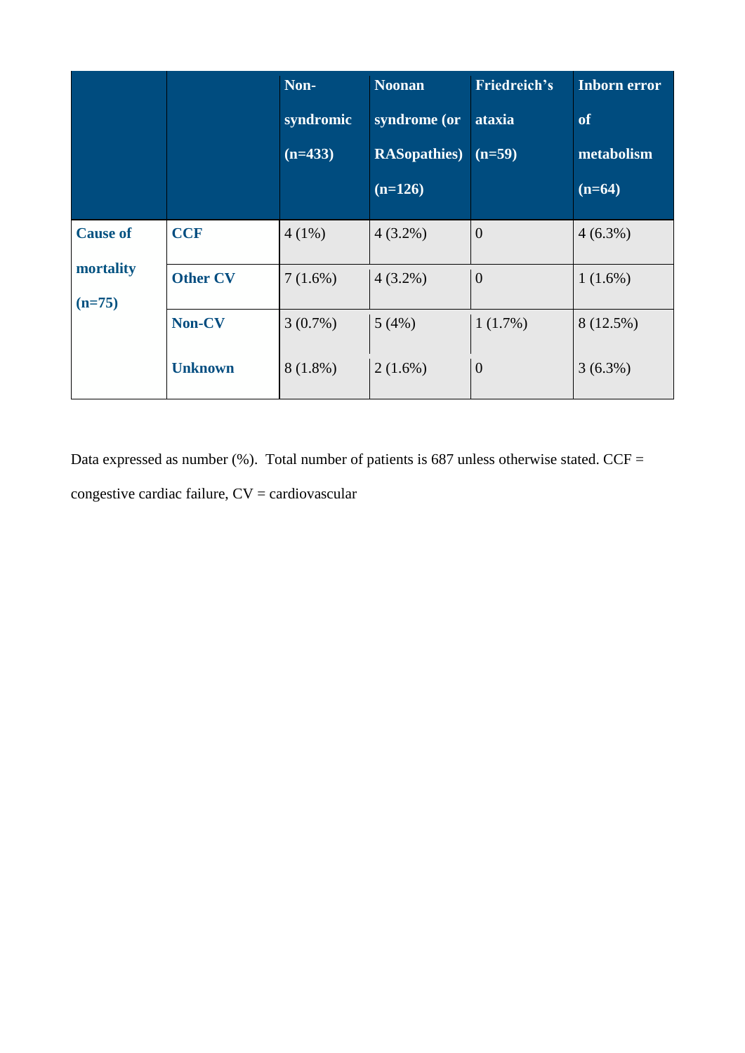| | | Non-syndromic (n=433) | Noonan syndrome (or RASopathies) (n=126) | Friedreich's ataxia (n=59) | Inborn error of metabolism (n=64) |
|---|---|---|---|---|---|
| **Cause of mortality (n=75)** | **CCF** | 4 (1%) | 4 (3.2%) | 0 | 4 (6.3%) |
| | **Other CV** | 7 (1.6%) | 4 (3.2%) | 0 | 1 (1.6%) |
| | **Non-CV** | 3 (0.7%) | 5 (4%) | 1 (1.7%) | 8 (12.5%) |
| | **Unknown** | 8 (1.8%) | 2 (1.6%) | 0 | 3 (6.3%) |

Data expressed as number (%). Total number of patients is 687 unless otherwise stated. CCF = congestive cardiac failure, CV = cardiovascular